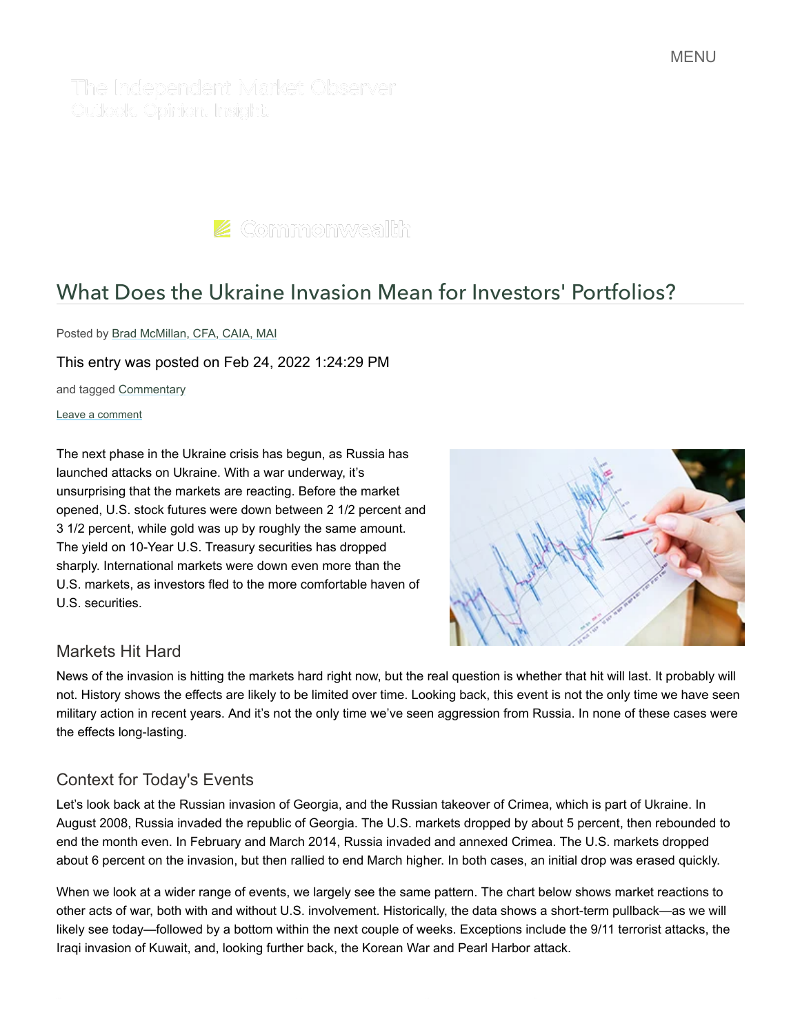The Independent Market Observer

Outlook. Opinion. Insight.

Commonwealth

# What Does the Ukraine Invasion Mean for Investors' Portfolios?

Posted by Brad McMillan, CFA, CAIA, MAI

This entry was posted on Feb 24, 2022 1:24:29 PM

and tagged Commentary

Leave a comment

The next phase in the Ukraine crisis has begun, as Russia has launched attacks on Ukraine. With a war underway, it's unsurprising that the markets are reacting. Before the market opened, U.S. stock futures were down between 2 1/2 percent and 3 1/2 percent, while gold was up by roughly the same amount. The yield on 10-Year U.S. Treasury securities has dropped sharply. International markets were down even more than the U.S. markets, as investors fled to the more comfortable haven of U.S. securities.

## Markets Hit Hard

News of the invasion is hitting the markets hard right now, but the real question is whether that hit will last. It probably will not. History shows the effects are likely to be limited over time. Looking back, this event is not the only time we have seen military action in recent years. And it's not the only time we've seen aggression from Russia. In none of these cases were the effects long-lasting.

## Context for Today's Events

Let's look back at the Russian invasion of Georgia, and the Russian takeover of Crimea, which is part of Ukraine. In August 2008, Russia invaded the republic of Georgia. The U.S. markets dropped by about 5 percent, then rebounded to end the month even. In February and March 2014, Russia invaded and annexed Crimea. The U.S. markets dropped about 6 percent on the invasion, but then rallied to end March higher. In both cases, an initial drop was erased quickly.

When we look at a wider range of events, we largely see the same pattern. The chart below shows market reactions to other acts of war, both with and without U.S. involvement. Historically, the data shows a short-term pullback—as we will likely see today—followed by a bottom within the next couple of weeks. Exceptions include the 9/11 terrorist attacks, the Iraqi invasion of Kuwait, and, looking further back, the Korean War and Pearl Harbor attack.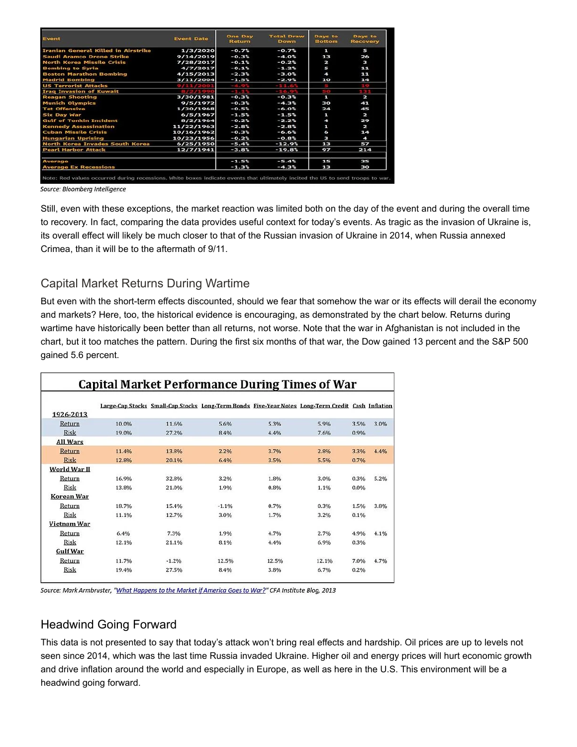| Event | Event Date | One Day Return | Total Draw Down | Days to Bottom | Days to Recovery |
|---|---|---|---|---|---|
| Iranian General Killed in Airstrike | 1/3/2020 | -0.7% | -0.7% | 1 | 5 |
| Saudi Aramco Drone Strike | 9/14/2019 | -0.3% | -4.0% | 13 | 26 |
| North Korea Missile Crisis | 7/28/2017 | -0.1% | -0.2% | 2 | 3 |
| Bombing to Syria | 4/7/2017 | -0.1% | -1.2% | 5 | 11 |
| Boston Marathon Bombing | 4/15/2013 | -2.3% | -3.0% | 4 | 11 |
| Madrid Bombing | 3/11/2004 | -1.5% | -2.9% | 10 | 14 |
| US Terrorist Attacks | 9/11/2001 | -4.9% | -11.6% | 5 | 19 |
| Iraq Invasion of Kuwait | 8/2/1990 | -1.1% | -16.9% | 50 | 131 |
| Reagan Shooting | 3/30/1981 | -0.3% | -0.3% | 1 | 2 |
| Munich Olympics | 9/5/1972 | -0.3% | -4.3% | 30 | 41 |
| Tet Offensive | 1/30/1968 | -0.5% | -6.0% | 24 | 45 |
| Six Day War | 6/5/1967 | -1.5% | -1.5% | 1 | 2 |
| Gulf of Tonkin Incident | 8/2/1964 | -0.2% | -2.2% | 4 | 29 |
| Kennedy Assassination | 11/22/1963 | -2.8% | -2.8% | 1 | 2 |
| Cuban Missile Crisis | 10/16/1962 | -0.3% | -6.6% | 6 | 14 |
| Hungarian Uprising | 10/23/1956 | -0.2% | -0.8% | 3 | 4 |
| North Korea Invades South Korea | 6/25/1950 | -5.4% | -12.9% | 13 | 57 |
| Pearl Harbor Attack | 12/7/1941 | -3.8% | -19.8% | 97 | 214 |
| Average | | -1.5% | -5.4% | 15 | 35 |
| Average Ex Recessions | | -1.3% | -4.3% | 13 | 30 |

Note: Red values occurred during recessions. White boxes indicate events that ultimately incited the US to send troops to war.

*Source: Bloomberg Intelligence*

Still, even with these exceptions, the market reaction was limited both on the day of the event and during the overall time to recovery. In fact, comparing the data provides useful context for today's events. As tragic as the invasion of Ukraine is, its overall effect will likely be much closer to that of the Russian invasion of Ukraine in 2014, when Russia annexed Crimea, than it will be to the aftermath of 9/11.

## Capital Market Returns During Wartime

But even with the short-term effects discounted, should we fear that somehow the war or its effects will derail the economy and markets? Here, too, the historical evidence is encouraging, as demonstrated by the chart below. Returns during wartime have historically been better than all returns, not worse. Note that the war in Afghanistan is not included in the chart, but it too matches the pattern. During the first six months of that war, the Dow gained 13 percent and the S&P 500 gained 5.6 percent.

**Capital Market Performance During Times of War**

| | Large-Cap Stocks | Small-Cap Stocks | Long-Term Bonds | Five-Year Notes | Long-Term Credit | Cash | Inflation |
|---|---|---|---|---|---|---|---|
| **1926-2013** | | | | | | | |
| Return | 10.0% | 11.6% | 5.6% | 5.3% | 5.9% | 3.5% | 3.0% |
| Risk | 19.0% | 27.2% | 8.4% | 4.4% | 7.6% | 0.9% | |
| **All Wars** | | | | | | | |
| Return | 11.4% | 13.8% | 2.2% | 3.7% | 2.8% | 3.3% | 4.4% |
| Risk | 12.8% | 20.1% | 6.4% | 3.5% | 5.5% | 0.7% | |
| **World War II** | | | | | | | |
| Return | 16.9% | 32.8% | 3.2% | 1.8% | 3.0% | 0.3% | 5.2% |
| Risk | 13.8% | 21.0% | 1.9% | 0.8% | 1.1% | 0.0% | |
| **Korean War** | | | | | | | |
| Return | 18.7% | 15.4% | -1.1% | 0.7% | 0.3% | 1.5% | 3.8% |
| Risk | 11.1% | 12.7% | 3.0% | 1.7% | 3.2% | 0.1% | |
| **Vietnam War** | | | | | | | |
| Return | 6.4% | 7.3% | 1.9% | 4.7% | 2.7% | 4.9% | 4.1% |
| Risk | 12.1% | 21.1% | 8.1% | 4.4% | 6.9% | 0.3% | |
| **Gulf War** | | | | | | | |
| Return | 11.7% | -1.2% | 12.5% | 12.5% | 12.1% | 7.0% | 4.7% |
| Risk | 19.4% | 27.5% | 8.4% | 3.8% | 6.7% | 0.2% | |

*Source: Mark Armbruster, "What Happens to the Market if America Goes to War?" CFA Institute Blog, 2013*

## Headwind Going Forward

This data is not presented to say that today's attack won't bring real effects and hardship. Oil prices are up to levels not seen since 2014, which was the last time Russia invaded Ukraine. Higher oil and energy prices will hurt economic growth and drive inflation around the world and especially in Europe, as well as here in the U.S. This environment will be a headwind going forward.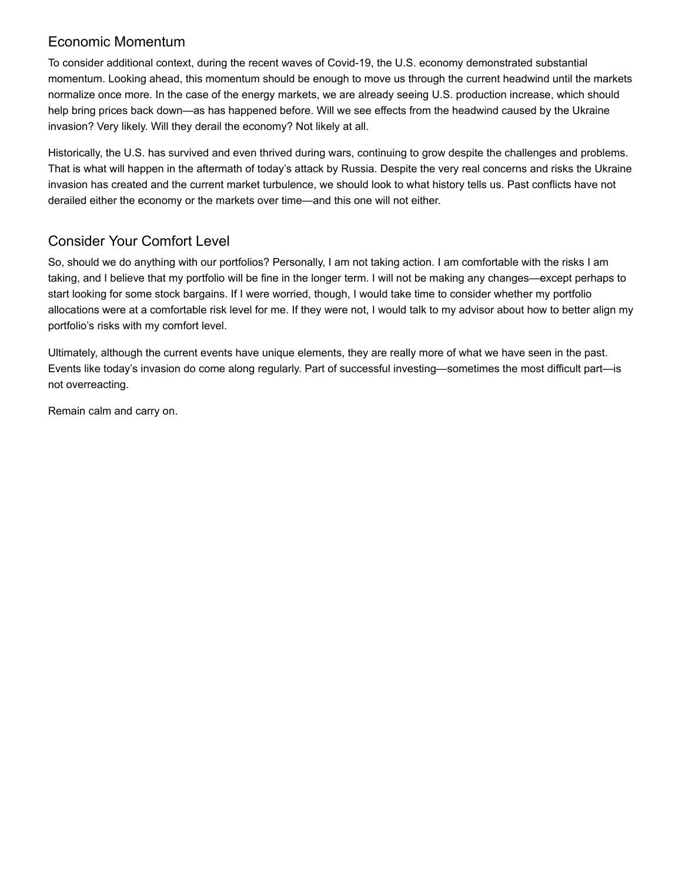## Economic Momentum

To consider additional context, during the recent waves of Covid-19, the U.S. economy demonstrated substantial momentum. Looking ahead, this momentum should be enough to move us through the current headwind until the markets normalize once more. In the case of the energy markets, we are already seeing U.S. production increase, which should help bring prices back down—as has happened before. Will we see effects from the headwind caused by the Ukraine invasion? Very likely. Will they derail the economy? Not likely at all.

Historically, the U.S. has survived and even thrived during wars, continuing to grow despite the challenges and problems. That is what will happen in the aftermath of today's attack by Russia. Despite the very real concerns and risks the Ukraine invasion has created and the current market turbulence, we should look to what history tells us. Past conflicts have not derailed either the economy or the markets over time—and this one will not either.

## Consider Your Comfort Level

So, should we do anything with our portfolios? Personally, I am not taking action. I am comfortable with the risks I am taking, and I believe that my portfolio will be fine in the longer term. I will not be making any changes—except perhaps to start looking for some stock bargains. If I were worried, though, I would take time to consider whether my portfolio allocations were at a comfortable risk level for me. If they were not, I would talk to my advisor about how to better align my portfolio's risks with my comfort level.

Ultimately, although the current events have unique elements, they are really more of what we have seen in the past. Events like today's invasion do come along regularly. Part of successful investing—sometimes the most difficult part—is not overreacting.

Remain calm and carry on.